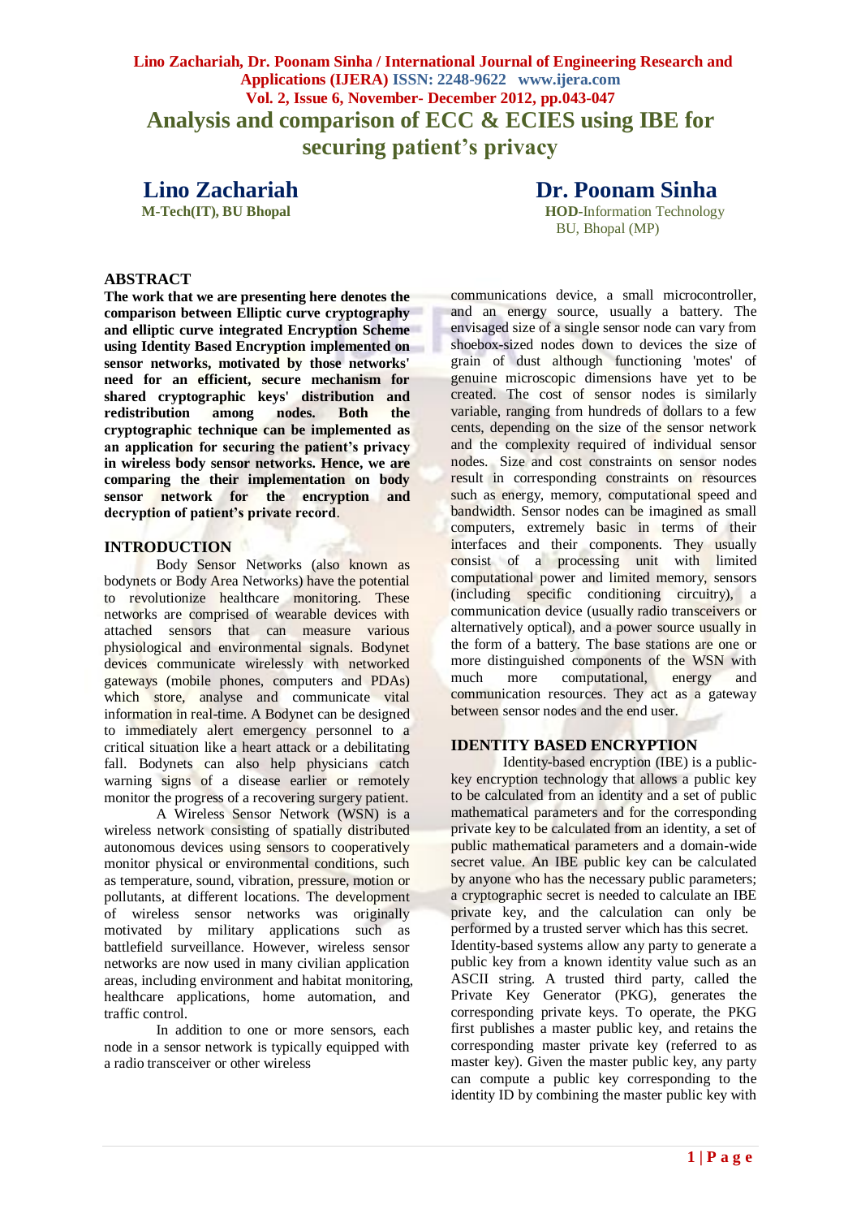# Analysis and comparison of ECC & ECIES using IBE for securing patient's privacy

**Lino Zachariah**
M-Tech(IT), BU Bhopal

**Dr. Poonam Sinha**
**HOD**-Information Technology
BU, Bhopal (MP)

## ABSTRACT

**The work that we are presenting here denotes the comparison between Elliptic curve cryptography and elliptic curve integrated Encryption Scheme using Identity Based Encryption implemented on sensor networks, motivated by those networks' need for an efficient, secure mechanism for shared cryptographic keys' distribution and redistribution among nodes. Both the cryptographic technique can be implemented as an application for securing the patient's privacy in wireless body sensor networks. Hence, we are comparing the their implementation on body sensor network for the encryption and decryption of patient's private record**.

## INTRODUCTION

Body Sensor Networks (also known as bodynets or Body Area Networks) have the potential to revolutionize healthcare monitoring. These networks are comprised of wearable devices with attached sensors that can measure various physiological and environmental signals. Bodynet devices communicate wirelessly with networked gateways (mobile phones, computers and PDAs) which store, analyse and communicate vital information in real-time. A Bodynet can be designed to immediately alert emergency personnel to a critical situation like a heart attack or a debilitating fall. Bodynets can also help physicians catch warning signs of a disease earlier or remotely monitor the progress of a recovering surgery patient.

A Wireless Sensor Network (WSN) is a wireless network consisting of spatially distributed autonomous devices using sensors to cooperatively monitor physical or environmental conditions, such as temperature, sound, vibration, pressure, motion or pollutants, at different locations. The development of wireless sensor networks was originally motivated by military applications such as battlefield surveillance. However, wireless sensor networks are now used in many civilian application areas, including environment and habitat monitoring, healthcare applications, home automation, and traffic control.

In addition to one or more sensors, each node in a sensor network is typically equipped with a radio transceiver or other wireless communications device, a small microcontroller, and an energy source, usually a battery. The envisaged size of a single sensor node can vary from shoebox-sized nodes down to devices the size of grain of dust although functioning 'motes' of genuine microscopic dimensions have yet to be created. The cost of sensor nodes is similarly variable, ranging from hundreds of dollars to a few cents, depending on the size of the sensor network and the complexity required of individual sensor nodes. Size and cost constraints on sensor nodes result in corresponding constraints on resources such as energy, memory, computational speed and bandwidth. Sensor nodes can be imagined as small computers, extremely basic in terms of their interfaces and their components. They usually consist of a processing unit with limited computational power and limited memory, sensors (including specific conditioning circuitry), a communication device (usually radio transceivers or alternatively optical), and a power source usually in the form of a battery. The base stations are one or more distinguished components of the WSN with much more computational, energy and communication resources. They act as a gateway between sensor nodes and the end user.

## IDENTITY BASED ENCRYPTION

Identity-based encryption (IBE) is a public-key encryption technology that allows a public key to be calculated from an identity and a set of public mathematical parameters and for the corresponding private key to be calculated from an identity, a set of public mathematical parameters and a domain-wide secret value. An IBE public key can be calculated by anyone who has the necessary public parameters; a cryptographic secret is needed to calculate an IBE private key, and the calculation can only be performed by a trusted server which has this secret.
Identity-based systems allow any party to generate a public key from a known identity value such as an ASCII string. A trusted third party, called the Private Key Generator (PKG), generates the corresponding private keys. To operate, the PKG first publishes a master public key, and retains the corresponding master private key (referred to as master key). Given the master public key, any party can compute a public key corresponding to the identity ID by combining the master public key with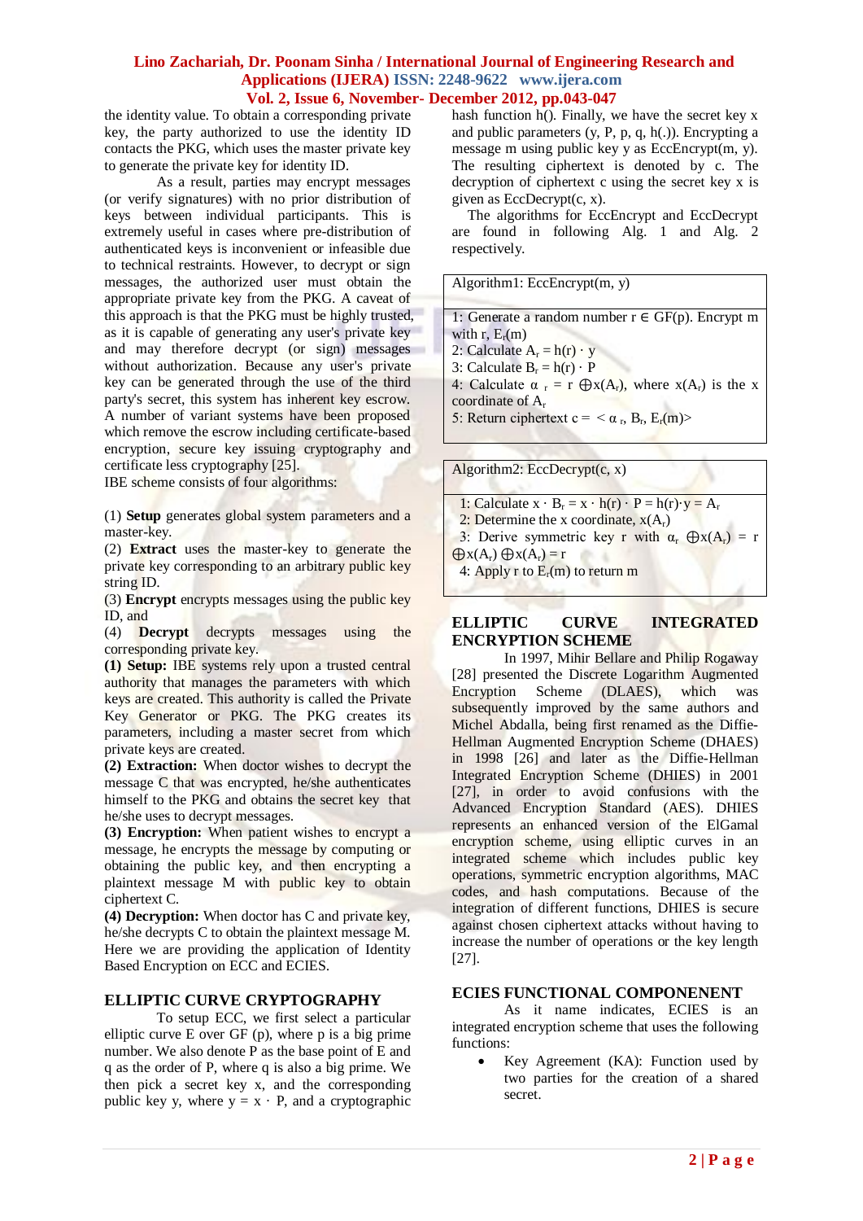the identity value. To obtain a corresponding private key, the party authorized to use the identity ID contacts the PKG, which uses the master private key to generate the private key for identity ID.

As a result, parties may encrypt messages (or verify signatures) with no prior distribution of keys between individual participants. This is extremely useful in cases where pre-distribution of authenticated keys is inconvenient or infeasible due to technical restraints. However, to decrypt or sign messages, the authorized user must obtain the appropriate private key from the PKG. A caveat of this approach is that the PKG must be highly trusted, as it is capable of generating any user's private key and may therefore decrypt (or sign) messages without authorization. Because any user's private key can be generated through the use of the third party's secret, this system has inherent key escrow. A number of variant systems have been proposed which remove the escrow including certificate-based encryption, secure key issuing cryptography and certificate less cryptography [25].

IBE scheme consists of four algorithms:

(1) **Setup** generates global system parameters and a master-key.
(2) **Extract** uses the master-key to generate the private key corresponding to an arbitrary public key string ID.
(3) **Encrypt** encrypts messages using the public key ID, and
(4) **Decrypt** decrypts messages using the corresponding private key.

**(1) Setup:** IBE systems rely upon a trusted central authority that manages the parameters with which keys are created. This authority is called the Private Key Generator or PKG. The PKG creates its parameters, including a master secret from which private keys are created.

**(2) Extraction:** When doctor wishes to decrypt the message C that was encrypted, he/she authenticates himself to the PKG and obtains the secret key that he/she uses to decrypt messages.

**(3) Encryption:** When patient wishes to encrypt a message, he encrypts the message by computing or obtaining the public key, and then encrypting a plaintext message M with public key to obtain ciphertext C.

**(4) Decryption:** When doctor has C and private key, he/she decrypts C to obtain the plaintext message M. Here we are providing the application of Identity Based Encryption on ECC and ECIES.

## ELLIPTIC CURVE CRYPTOGRAPHY

To setup ECC, we first select a particular elliptic curve E over GF (p), where p is a big prime number. We also denote P as the base point of E and q as the order of P, where q is also a big prime. We then pick a secret key x, and the corresponding public key y, where $y = x \cdot P$, and a cryptographic hash function h(). Finally, we have the secret key x and public parameters (y, P, p, q, h(.)). Encrypting a message m using public key y as EccEncrypt(m, y). The resulting ciphertext is denoted by c. The decryption of ciphertext c using the secret key x is given as EccDecrypt(c, x).

The algorithms for EccEncrypt and EccDecrypt are found in following Alg. 1 and Alg. 2 respectively.

| Algorithm1: EccEncrypt(m, y) |
|---|
| 1: Generate a random number $r \in GF(p)$. Encrypt m with r, $E_r(m)$<br>2: Calculate $A_r = h(r) \cdot y$<br>3: Calculate $B_r = h(r) \cdot P$<br>4: Calculate $\alpha_r = r \oplus x(A_r)$, where $x(A_r)$ is the x coordinate of $A_r$<br>5: Return ciphertext $c = < \alpha_r, B_r, E_r(m)>$ |

| Algorithm2: EccDecrypt(c, x) |
|---|
| 1: Calculate $x \cdot B_r = x \cdot h(r) \cdot P = h(r) \cdot y = A_r$<br>2: Determine the x coordinate, $x(A_r)$<br>3: Derive symmetric key r with $\alpha_r \oplus x(A_r) = r \oplus x(A_r) \oplus x(A_r) = r$<br>4: Apply r to $E_r(m)$ to return m |

## ELLIPTIC CURVE INTEGRATED ENCRYPTION SCHEME

In 1997, Mihir Bellare and Philip Rogaway [28] presented the Discrete Logarithm Augmented Encryption Scheme (DLAES), which was subsequently improved by the same authors and Michel Abdalla, being first renamed as the Diffie-Hellman Augmented Encryption Scheme (DHAES) in 1998 [26] and later as the Diffie-Hellman Integrated Encryption Scheme (DHIES) in 2001 [27], in order to avoid confusions with the Advanced Encryption Standard (AES). DHIES represents an enhanced version of the ElGamal encryption scheme, using elliptic curves in an integrated scheme which includes public key operations, symmetric encryption algorithms, MAC codes, and hash computations. Because of the integration of different functions, DHIES is secure against chosen ciphertext attacks without having to increase the number of operations or the key length [27].

## ECIES FUNCTIONAL COMPONENENT

As it name indicates, ECIES is an integrated encryption scheme that uses the following functions:

- Key Agreement (KA): Function used by two parties for the creation of a shared secret.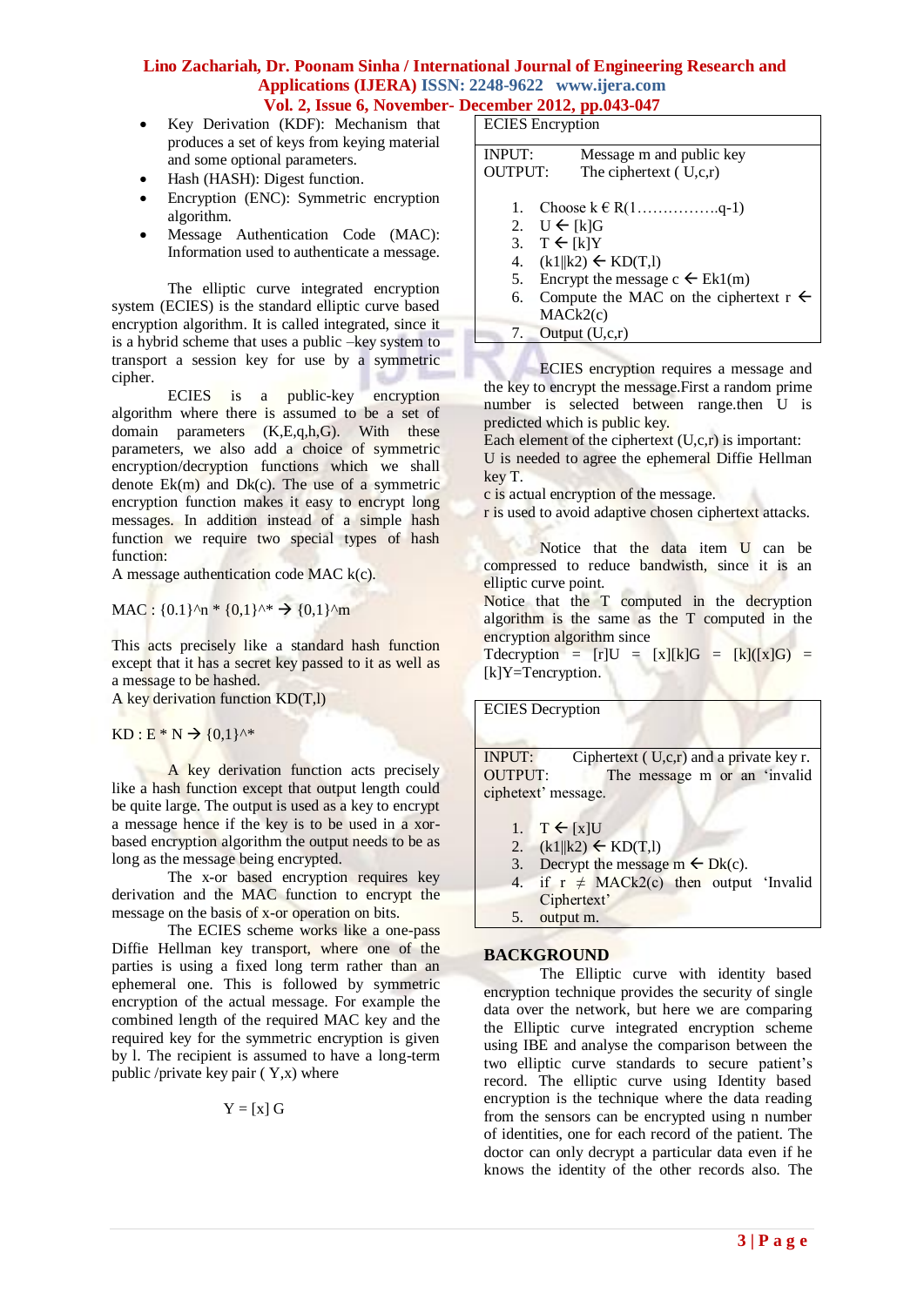- Key Derivation (KDF): Mechanism that produces a set of keys from keying material and some optional parameters.
- Hash (HASH): Digest function.
- Encryption (ENC): Symmetric encryption algorithm.
- Message Authentication Code (MAC): Information used to authenticate a message.

The elliptic curve integrated encryption system (ECIES) is the standard elliptic curve based encryption algorithm. It is called integrated, since it is a hybrid scheme that uses a public –key system to transport a session key for use by a symmetric cipher.

ECIES is a public-key encryption algorithm where there is assumed to be a set of domain parameters (K,E,q,h,G). With these parameters, we also add a choice of symmetric encryption/decryption functions which we shall denote Ek(m) and Dk(c). The use of a symmetric encryption function makes it easy to encrypt long messages. In addition instead of a simple hash function we require two special types of hash function:

A message authentication code MAC k(c).

$$MAC : \{0.1\}^n * \{0,1\}^* \rightarrow \{0,1\}^m$$

This acts precisely like a standard hash function except that it has a secret key passed to it as well as a message to be hashed.

A key derivation function KD(T,l)

$$KD : E * N \rightarrow \{0,1\}^*$$

A key derivation function acts precisely like a hash function except that output length could be quite large. The output is used as a key to encrypt a message hence if the key is to be used in a xor-based encryption algorithm the output needs to be as long as the message being encrypted.

The x-or based encryption requires key derivation and the MAC function to encrypt the message on the basis of x-or operation on bits.

The ECIES scheme works like a one-pass Diffie Hellman key transport, where one of the parties is using a fixed long term rather than an ephemeral one. This is followed by symmetric encryption of the actual message. For example the combined length of the required MAC key and the required key for the symmetric encryption is given by l. The recipient is assumed to have a long-term public /private key pair ( Y,x) where

$$Y = [x] G$$

| ECIES Encryption |
|---|
| INPUT: Message m and public key<br>OUTPUT: The ciphertext ( U,c,r)<br><br>1. Choose k € R(1……………..q-1)<br>2. U ← [k]G<br>3. T ← [k]Y<br>4. (k1\|\|k2) ← KD(T,l)<br>5. Encrypt the message c ← Ek1(m)<br>6. Compute the MAC on the ciphertext r ← MACk2(c)<br>7. Output (U,c,r) |

ECIES encryption requires a message and the key to encrypt the message.First a random prime number is selected between range.then U is predicted which is public key.

Each element of the ciphertext (U,c,r) is important:

U is needed to agree the ephemeral Diffie Hellman key T.

c is actual encryption of the message.

r is used to avoid adaptive chosen ciphertext attacks.

Notice that the data item U can be compressed to reduce bandwidth, since it is an elliptic curve point.

Notice that the T computed in the decryption algorithm is the same as the T computed in the encryption algorithm since

Tdecryption = [r]U = [x][k]G = [k]([x]G) = [k]Y=Tencryption.

| ECIES Decryption |
|---|
| INPUT: Ciphertext ( U,c,r) and a private key r.<br>OUTPUT: The message m or an 'invalid ciphetext' message.<br><br>1. T ← [x]U<br>2. (k1\|\|k2) ← KD(T,l)<br>3. Decrypt the message m ← Dk(c).<br>4. if r ≠ MACk2(c) then output 'Invalid Ciphertext'<br>5. output m. |

## BACKGROUND

The Elliptic curve with identity based encryption technique provides the security of single data over the network, but here we are comparing the Elliptic curve integrated encryption scheme using IBE and analyse the comparison between the two elliptic curve standards to secure patient's record. The elliptic curve using Identity based encryption is the technique where the data reading from the sensors can be encrypted using n number of identities, one for each record of the patient. The doctor can only decrypt a particular data even if he knows the identity of the other records also. The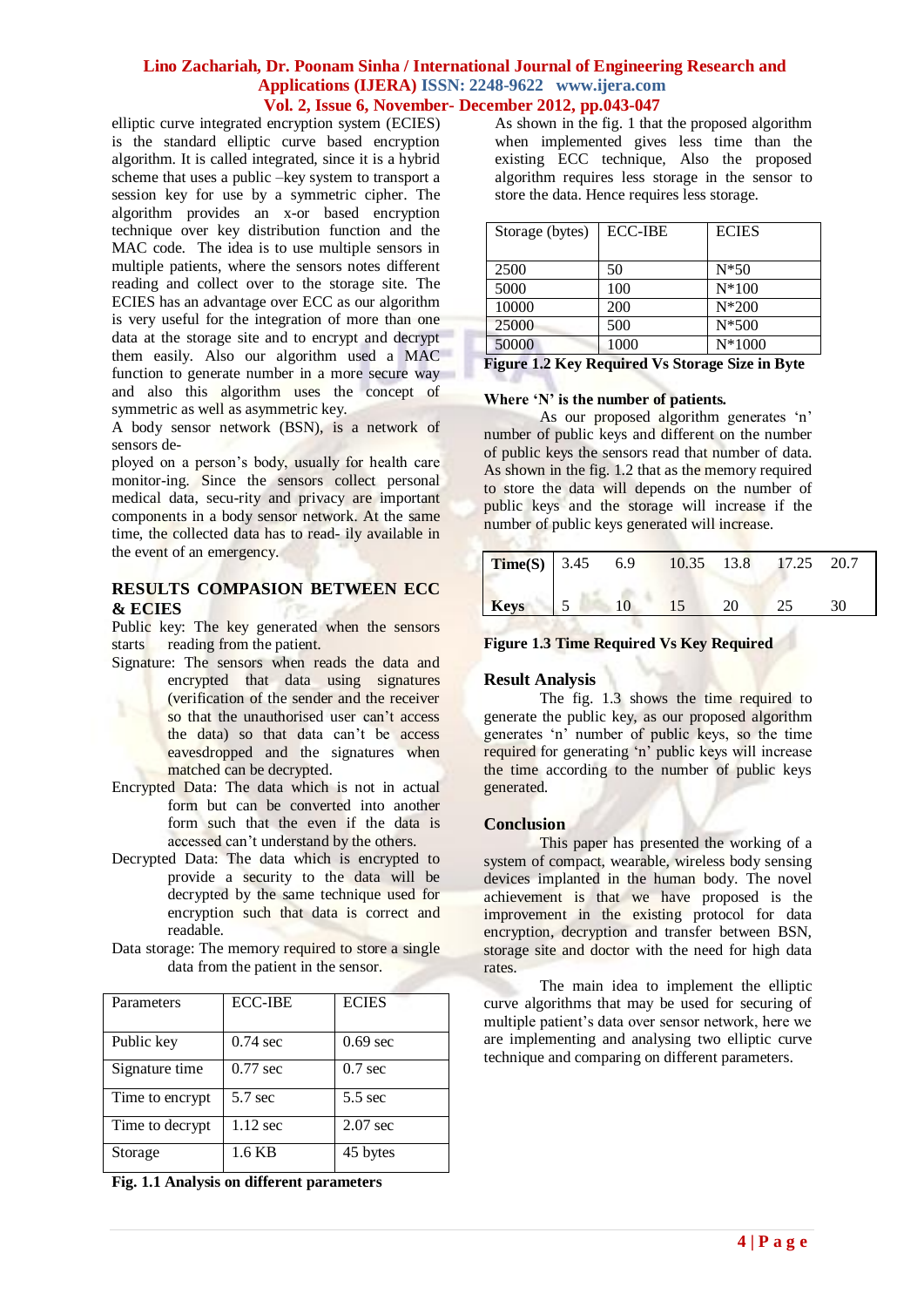elliptic curve integrated encryption system (ECIES) is the standard elliptic curve based encryption algorithm. It is called integrated, since it is a hybrid scheme that uses a public –key system to transport a session key for use by a symmetric cipher. The algorithm provides an x-or based encryption technique over key distribution function and the MAC code. The idea is to use multiple sensors in multiple patients, where the sensors notes different reading and collect over to the storage site. The ECIES has an advantage over ECC as our algorithm is very useful for the integration of more than one data at the storage site and to encrypt and decrypt them easily. Also our algorithm used a MAC function to generate number in a more secure way and also this algorithm uses the concept of symmetric as well as asymmetric key.

A body sensor network (BSN), is a network of sensors de-

ployed on a person's body, usually for health care monitor-ing. Since the sensors collect personal medical data, secu-rity and privacy are important components in a body sensor network. At the same time, the collected data has to read- ily available in the event of an emergency.

## RESULTS COMPASION BETWEEN ECC & ECIES

Public key: The key generated when the sensors starts reading from the patient.

Signature: The sensors when reads the data and encrypted that data using signatures (verification of the sender and the receiver so that the unauthorised user can't access the data) so that data can't be access eavesdropped and the signatures when matched can be decrypted.

Encrypted Data: The data which is not in actual form but can be converted into another form such that the even if the data is accessed can't understand by the others.

Decrypted Data: The data which is encrypted to provide a security to the data will be decrypted by the same technique used for encryption such that data is correct and readable.

Data storage: The memory required to store a single data from the patient in the sensor.

| Parameters | ECC-IBE | ECIES |
|---|---|---|
| Public key | 0.74 sec | 0.69 sec |
| Signature time | 0.77 sec | 0.7 sec |
| Time to encrypt | 5.7 sec | 5.5 sec |
| Time to decrypt | 1.12 sec | 2.07 sec |
| Storage | 1.6 KB | 45 bytes |

**Fig. 1.1 Analysis on different parameters**

As shown in the fig. 1 that the proposed algorithm when implemented gives less time than the existing ECC technique, Also the proposed algorithm requires less storage in the sensor to store the data. Hence requires less storage.

| Storage (bytes) | ECC-IBE | ECIES |
|---|---|---|
| 2500 | 50 | N*50 |
| 5000 | 100 | N*100 |
| 10000 | 200 | N*200 |
| 25000 | 500 | N*500 |
| 50000 | 1000 | N*1000 |

**Figure 1.2 Key Required Vs Storage Size in Byte**

**Where 'N' is the number of patients.**

As our proposed algorithm generates 'n' number of public keys and different on the number of public keys the sensors read that number of data. As shown in the fig. 1.2 that as the memory required to store the data will depends on the number of public keys and the storage will increase if the number of public keys generated will increase.

| **Time(S)** | 3.45 | 6.9 | 10.35 | 13.8 | 17.25 | 20.7 |
|---|---|---|---|---|---|---|
| **Keys** | 5 | 10 | 15 | 20 | 25 | 30 |

**Figure 1.3 Time Required Vs Key Required**

## Result Analysis

The fig. 1.3 shows the time required to generate the public key, as our proposed algorithm generates 'n' number of public keys, so the time required for generating 'n' public keys will increase the time according to the number of public keys generated.

## Conclusion

This paper has presented the working of a system of compact, wearable, wireless body sensing devices implanted in the human body. The novel achievement is that we have proposed is the improvement in the existing protocol for data encryption, decryption and transfer between BSN, storage site and doctor with the need for high data rates.

The main idea to implement the elliptic curve algorithms that may be used for securing of multiple patient's data over sensor network, here we are implementing and analysing two elliptic curve technique and comparing on different parameters.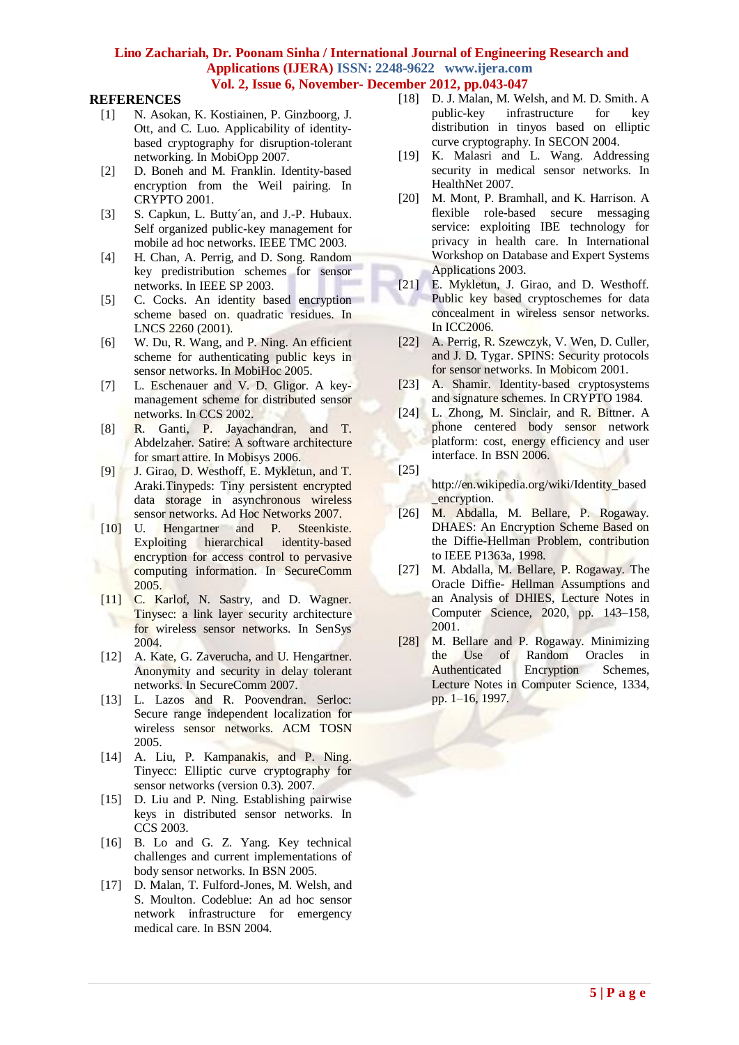## REFERENCES

[1] N. Asokan, K. Kostiainen, P. Ginzboorg, J. Ott, and C. Luo. Applicability of identity-based cryptography for disruption-tolerant networking. In MobiOpp 2007.

[2] D. Boneh and M. Franklin. Identity-based encryption from the Weil pairing. In CRYPTO 2001.

[3] S. Capkun, L. Butty´an, and J.-P. Hubaux. Self organized public-key management for mobile ad hoc networks. IEEE TMC 2003.

[4] H. Chan, A. Perrig, and D. Song. Random key predistribution schemes for sensor networks. In IEEE SP 2003.

[5] C. Cocks. An identity based encryption scheme based on. quadratic residues. In LNCS 2260 (2001).

[6] W. Du, R. Wang, and P. Ning. An efficient scheme for authenticating public keys in sensor networks. In MobiHoc 2005.

[7] L. Eschenauer and V. D. Gligor. A key-management scheme for distributed sensor networks. In CCS 2002.

[8] R. Ganti, P. Jayachandran, and T. Abdelzaher. Satire: A software architecture for smart attire. In Mobisys 2006.

[9] J. Girao, D. Westhoff, E. Mykletun, and T. Araki.Tinypeds: Tiny persistent encrypted data storage in asynchronous wireless sensor networks. Ad Hoc Networks 2007.

[10] U. Hengartner and P. Steenkiste. Exploiting hierarchical identity-based encryption for access control to pervasive computing information. In SecureComm 2005.

[11] C. Karlof, N. Sastry, and D. Wagner. Tinysec: a link layer security architecture for wireless sensor networks. In SenSys 2004.

[12] A. Kate, G. Zaverucha, and U. Hengartner. Anonymity and security in delay tolerant networks. In SecureComm 2007.

[13] L. Lazos and R. Poovendran. Serloc: Secure range independent localization for wireless sensor networks. ACM TOSN 2005.

[14] A. Liu, P. Kampanakis, and P. Ning. Tinyecc: Elliptic curve cryptography for sensor networks (version 0.3). 2007.

[15] D. Liu and P. Ning. Establishing pairwise keys in distributed sensor networks. In CCS 2003.

[16] B. Lo and G. Z. Yang. Key technical challenges and current implementations of body sensor networks. In BSN 2005.

[17] D. Malan, T. Fulford-Jones, M. Welsh, and S. Moulton. Codeblue: An ad hoc sensor network infrastructure for emergency medical care. In BSN 2004.

[18] D. J. Malan, M. Welsh, and M. D. Smith. A public-key infrastructure for key distribution in tinyos based on elliptic curve cryptography. In SECON 2004.

[19] K. Malasri and L. Wang. Addressing security in medical sensor networks. In HealthNet 2007.

[20] M. Mont, P. Bramhall, and K. Harrison. A flexible role-based secure messaging service: exploiting IBE technology for privacy in health care. In International Workshop on Database and Expert Systems Applications 2003.

[21] E. Mykletun, J. Girao, and D. Westhoff. Public key based cryptoschemes for data concealment in wireless sensor networks. In ICC2006.

[22] A. Perrig, R. Szewczyk, V. Wen, D. Culler, and J. D. Tygar. SPINS: Security protocols for sensor networks. In Mobicom 2001.

[23] A. Shamir. Identity-based cryptosystems and signature schemes. In CRYPTO 1984.

[24] L. Zhong, M. Sinclair, and R. Bittner. A phone centered body sensor network platform: cost, energy efficiency and user interface. In BSN 2006.

[25] http://en.wikipedia.org/wiki/Identity_based_encryption.

[26] M. Abdalla, M. Bellare, P. Rogaway. DHAES: An Encryption Scheme Based on the Diffie-Hellman Problem, contribution to IEEE P1363a, 1998.

[27] M. Abdalla, M. Bellare, P. Rogaway. The Oracle Diffie- Hellman Assumptions and an Analysis of DHIES, Lecture Notes in Computer Science, 2020, pp. 143–158, 2001.

[28] M. Bellare and P. Rogaway. Minimizing the Use of Random Oracles in Authenticated Encryption Schemes, Lecture Notes in Computer Science, 1334, pp. 1–16, 1997.